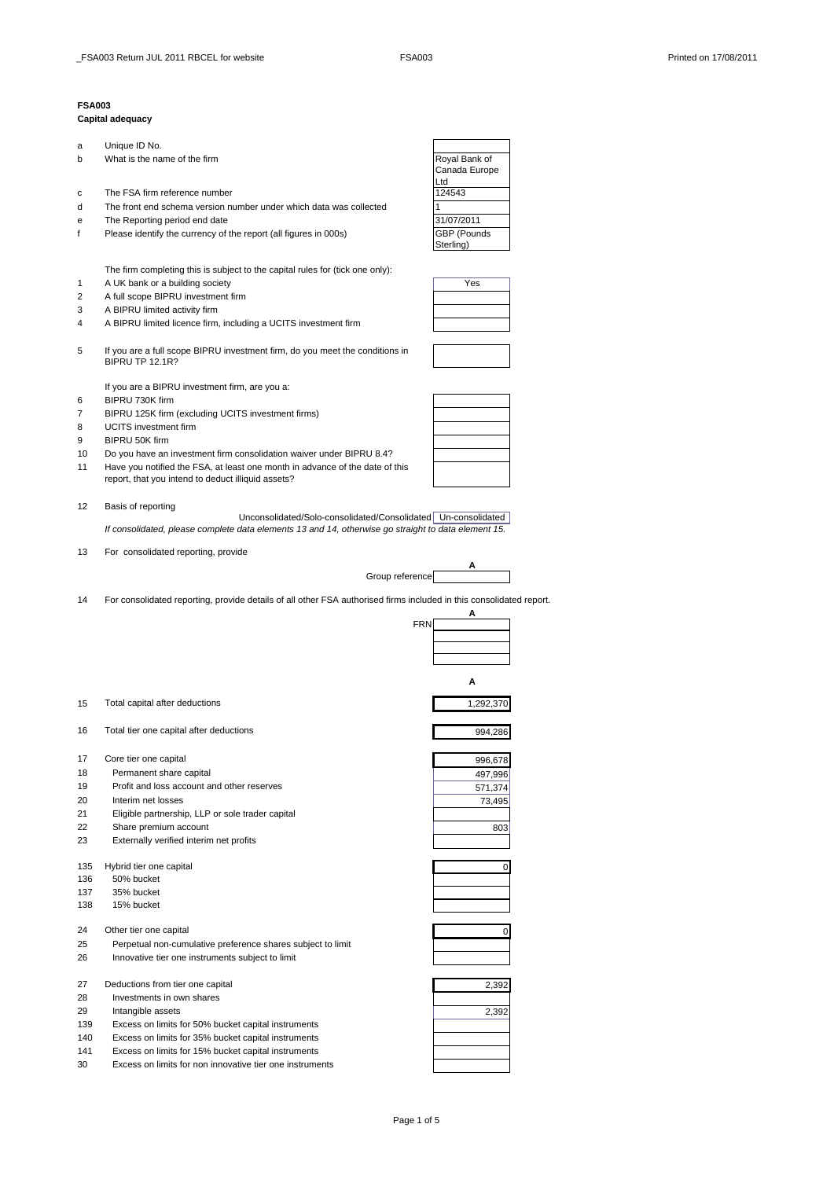# FSA003

## Capital adequacy

| | | |
|---|---|---|
| a | Unique ID No. | |
| b | What is the name of the firm | Royal Bank of Canada Europe Ltd |
| c | The FSA firm reference number | 124543 |
| d | The front end schema version number under which data was collected | 1 |
| e | The Reporting period end date | 31/07/2011 |
| f | Please identify the currency of the report (all figures in 000s) | GBP (Pounds Sterling) |

The firm completing this is subject to the capital rules for (tick one only):

| | | |
|---|---|---|
| 1 | A UK bank or a building society | Yes |
| 2 | A full scope BIPRU investment firm | |
| 3 | A BIPRU limited activity firm | |
| 4 | A BIPRU limited licence firm, including a UCITS investment firm | |
| 5 | If you are a full scope BIPRU investment firm, do you meet the conditions in BIPRU TP 12.1R? | |

If you are a BIPRU investment firm, are you a:

| | | |
|---|---|---|
| 6 | BIPRU 730K firm | |
| 7 | BIPRU 125K firm (excluding UCITS investment firms) | |
| 8 | UCITS investment firm | |
| 9 | BIPRU 50K firm | |
| 10 | Do you have an investment firm consolidation waiver under BIPRU 8.4? | |
| 11 | Have you notified the FSA, at least one month in advance of the date of this report, that you intend to deduct illiquid assets? | |

12 Basis of reporting

Unconsolidated/Solo-consolidated/Consolidated: Un-consolidated

*If consolidated, please complete data elements 13 and 14, otherwise go straight to data element 15.*

13 For consolidated reporting, provide

| | A |
|---|---|
| Group reference | |

14 For consolidated reporting, provide details of all other FSA authorised firms included in this consolidated report.

| | A |
|---|---|
| FRN | |
| | |
| | |
| | |

| | | A |
|---|---|---|
| 15 | Total capital after deductions | 1,292,370 |
| 16 | Total tier one capital after deductions | 994,286 |
| 17 | Core tier one capital | 996,678 |
| 18 | Permanent share capital | 497,996 |
| 19 | Profit and loss account and other reserves | 571,374 |
| 20 | Interim net losses | 73,495 |
| 21 | Eligible partnership, LLP or sole trader capital | |
| 22 | Share premium account | 803 |
| 23 | Externally verified interim net profits | |
| 135 | Hybrid tier one capital | 0 |
| 136 | 50% bucket | |
| 137 | 35% bucket | |
| 138 | 15% bucket | |
| 24 | Other tier one capital | 0 |
| 25 | Perpetual non-cumulative preference shares subject to limit | |
| 26 | Innovative tier one instruments subject to limit | |
| 27 | Deductions from tier one capital | 2,392 |
| 28 | Investments in own shares | |
| 29 | Intangible assets | 2,392 |
| 139 | Excess on limits for 50% bucket capital instruments | |
| 140 | Excess on limits for 35% bucket capital instruments | |
| 141 | Excess on limits for 15% bucket capital instruments | |
| 30 | Excess on limits for non innovative tier one instruments | |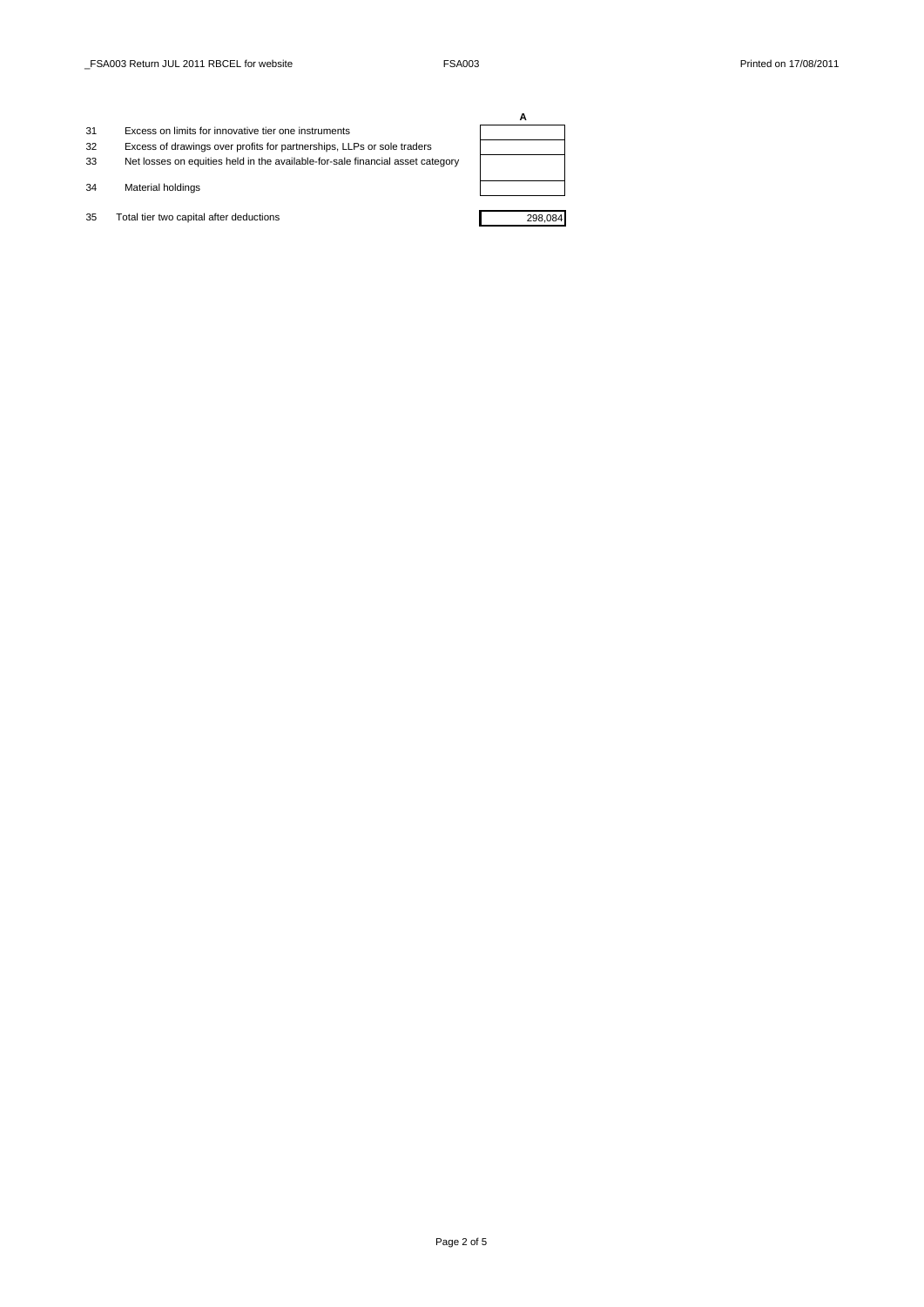| | | A |
|---|---|---|
| 31 | Excess on limits for innovative tier one instruments | |
| 32 | Excess of drawings over profits for partnerships, LLPs or sole traders | |
| 33 | Net losses on equities held in the available-for-sale financial asset category | |
| 34 | Material holdings | |
| 35 | Total tier two capital after deductions | 298,084 |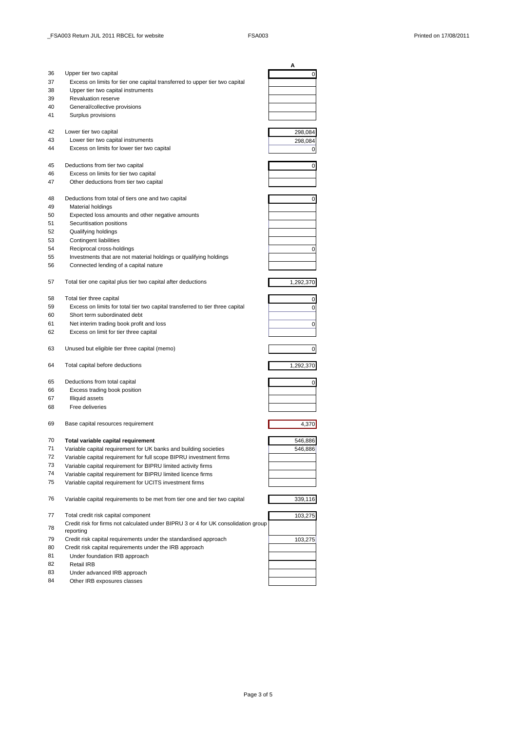| | | A |
|---|---|---|
| 36 | Upper tier two capital | 0 |
| 37 | Excess on limits for tier one capital transferred to upper tier two capital | |
| 38 | Upper tier two capital instruments | |
| 39 | Revaluation reserve | |
| 40 | General/collective provisions | |
| 41 | Surplus provisions | |
| 42 | Lower tier two capital | 298,084 |
| 43 | Lower tier two capital instruments | 298,084 |
| 44 | Excess on limits for lower tier two capital | 0 |
| 45 | Deductions from tier two capital | 0 |
| 46 | Excess on limits for tier two capital | |
| 47 | Other deductions from tier two capital | |
| 48 | Deductions from total of tiers one and two capital | 0 |
| 49 | Material holdings | |
| 50 | Expected loss amounts and other negative amounts | |
| 51 | Securitisation positions | |
| 52 | Qualifying holdings | |
| 53 | Contingent liabilities | |
| 54 | Reciprocal cross-holdings | 0 |
| 55 | Investments that are not material holdings or qualifying holdings | |
| 56 | Connected lending of a capital nature | |
| 57 | Total tier one capital plus tier two capital after deductions | 1,292,370 |
| 58 | Total tier three capital | 0 |
| 59 | Excess on limits for total tier two capital transferred to tier three capital | 0 |
| 60 | Short term subordinated debt | |
| 61 | Net interim trading book profit and loss | 0 |
| 62 | Excess on limit for tier three capital | |
| 63 | Unused but eligible tier three capital (memo) | 0 |
| 64 | Total capital before deductions | 1,292,370 |
| 65 | Deductions from total capital | 0 |
| 66 | Excess trading book position | |
| 67 | Illiquid assets | |
| 68 | Free deliveries | |
| 69 | Base capital resources requirement | 4,370 |
| 70 | **Total variable capital requirement** | 546,886 |
| 71 | Variable capital requirement for UK banks and building societies | 546,886 |
| 72 | Variable capital requirement for full scope BIPRU investment firms | |
| 73 | Variable capital requirement for BIPRU limited activity firms | |
| 74 | Variable capital requirement for BIPRU limited licence firms | |
| 75 | Variable capital requirement for UCITS investment firms | |
| 76 | Variable capital requirements to be met from tier one and tier two capital | 339,116 |
| 77 | Total credit risk capital component | 103,275 |
| 78 | Credit risk for firms not calculated under BIPRU 3 or 4 for UK consolidation group reporting | |
| 79 | Credit risk capital requirements under the standardised approach | 103,275 |
| 80 | Credit risk capital requirements under the IRB approach | |
| 81 | Under foundation IRB approach | |
| 82 | Retail IRB | |
| 83 | Under advanced IRB approach | |
| 84 | Other IRB exposures classes | |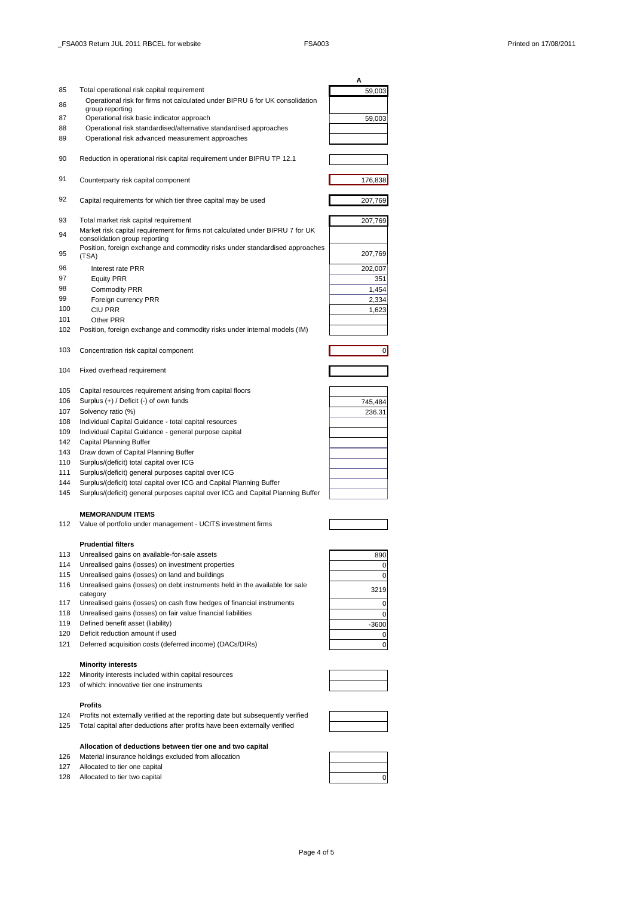| | | A |
|---|---|---|
| 85 | Total operational risk capital requirement | 59,003 |
| 86 | Operational risk for firms not calculated under BIPRU 6 for UK consolidation group reporting | |
| 87 | Operational risk basic indicator approach | 59,003 |
| 88 | Operational risk standardised/alternative standardised approaches | |
| 89 | Operational risk advanced measurement approaches | |
| 90 | Reduction in operational risk capital requirement under BIPRU TP 12.1 | |
| 91 | Counterparty risk capital component | 176,838 |
| 92 | Capital requirements for which tier three capital may be used | 207,769 |
| 93 | Total market risk capital requirement | 207,769 |
| 94 | Market risk capital requirement for firms not calculated under BIPRU 7 for UK consolidation group reporting | |
| 95 | Position, foreign exchange and commodity risks under standardised approaches (TSA) | 207,769 |
| 96 | Interest rate PRR | 202,007 |
| 97 | Equity PRR | 351 |
| 98 | Commodity PRR | 1,454 |
| 99 | Foreign currency PRR | 2,334 |
| 100 | CIU PRR | 1,623 |
| 101 | Other PRR | |
| 102 | Position, foreign exchange and commodity risks under internal models (IM) | |
| 103 | Concentration risk capital component | 0 |
| 104 | Fixed overhead requirement | |
| 105 | Capital resources requirement arising from capital floors | |
| 106 | Surplus (+) / Deficit (-) of own funds | 745,484 |
| 107 | Solvency ratio (%) | 236.31 |
| 108 | Individual Capital Guidance - total capital resources | |
| 109 | Individual Capital Guidance - general purpose capital | |
| 142 | Capital Planning Buffer | |
| 143 | Draw down of Capital Planning Buffer | |
| 110 | Surplus/(deficit) total capital over ICG | |
| 111 | Surplus/(deficit) general purposes capital over ICG | |
| 144 | Surplus/(deficit) total capital over ICG and Capital Planning Buffer | |
| 145 | Surplus/(deficit) general purposes capital over ICG and Capital Planning Buffer | |

**MEMORANDUM ITEMS**

| | | |
|---|---|---|
| 112 | Value of portfolio under management - UCITS investment firms | |

**Prudential filters**

| | | |
|---|---|---|
| 113 | Unrealised gains on available-for-sale assets | 890 |
| 114 | Unrealised gains (losses) on investment properties | 0 |
| 115 | Unrealised gains (losses) on land and buildings | 0 |
| 116 | Unrealised gains (losses) on debt instruments held in the available for sale category | 3219 |
| 117 | Unrealised gains (losses) on cash flow hedges of financial instruments | 0 |
| 118 | Unrealised gains (losses) on fair value financial liabilities | 0 |
| 119 | Defined benefit asset (liability) | -3600 |
| 120 | Deficit reduction amount if used | 0 |
| 121 | Deferred acquisition costs (deferred income) (DACs/DIRs) | 0 |

**Minority interests**

| | | |
|---|---|---|
| 122 | Minority interests included within capital resources | |
| 123 | of which: innovative tier one instruments | |

**Profits**

| | | |
|---|---|---|
| 124 | Profits not externally verified at the reporting date but subsequently verified | |
| 125 | Total capital after deductions after profits have been externally verified | |

**Allocation of deductions between tier one and two capital**

| | | |
|---|---|---|
| 126 | Material insurance holdings excluded from allocation | |
| 127 | Allocated to tier one capital | |
| 128 | Allocated to tier two capital | 0 |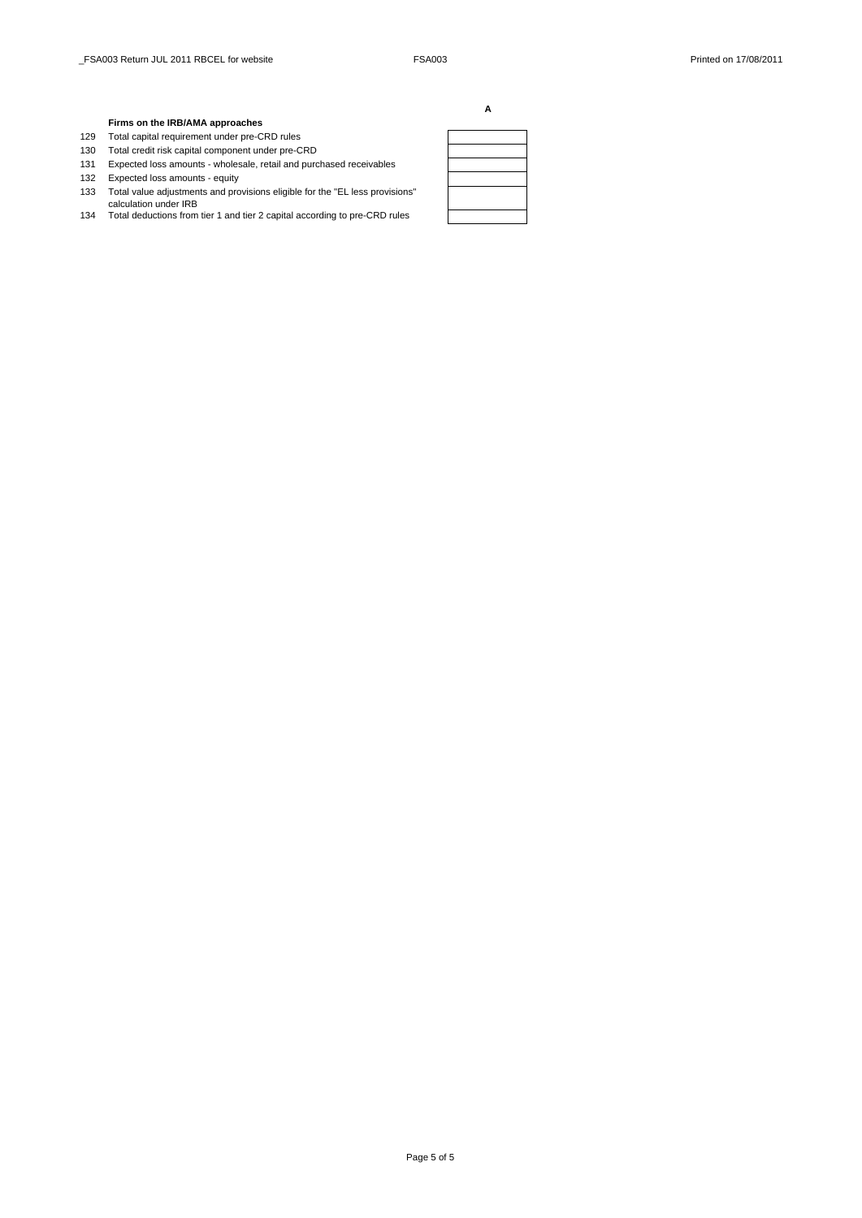| | | A |
|---|---|---|
| | **Firms on the IRB/AMA approaches** | |
| 129 | Total capital requirement under pre-CRD rules | |
| 130 | Total credit risk capital component under pre-CRD | |
| 131 | Expected loss amounts - wholesale, retail and purchased receivables | |
| 132 | Expected loss amounts - equity | |
| 133 | Total value adjustments and provisions eligible for the "EL less provisions" calculation under IRB | |
| 134 | Total deductions from tier 1 and tier 2 capital according to pre-CRD rules | |